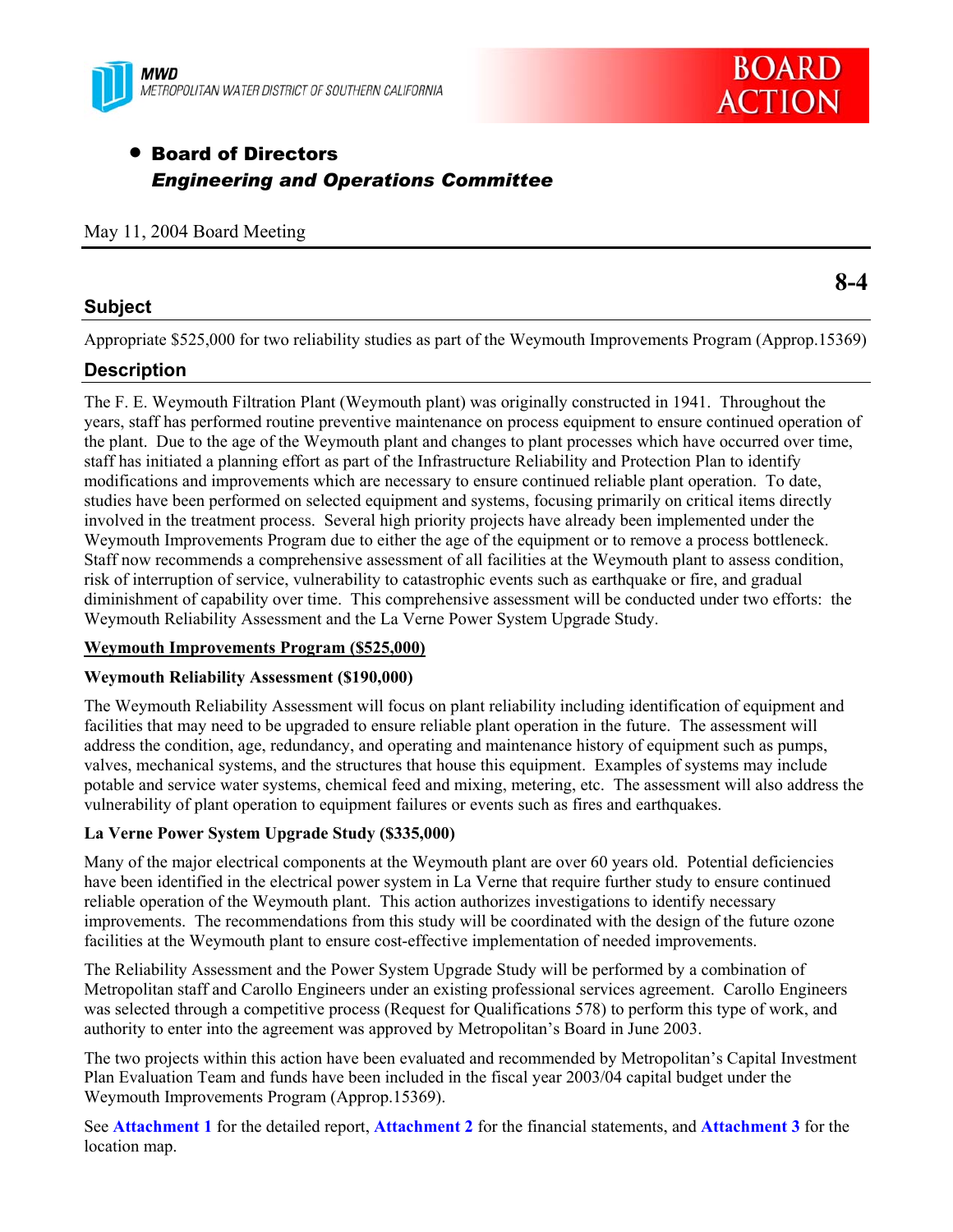MWD
METROPOLITAN WATER DISTRICT OF SOUTHERN CALIFORNIA

**BOARD ACTION**

- **Board of Directors**
  ***Engineering and Operations Committee***

May 11, 2004 Board Meeting

**8-4**

## Subject

Appropriate $525,000 for two reliability studies as part of the Weymouth Improvements Program (Approp.15369)

## Description

The F. E. Weymouth Filtration Plant (Weymouth plant) was originally constructed in 1941. Throughout the years, staff has performed routine preventive maintenance on process equipment to ensure continued operation of the plant. Due to the age of the Weymouth plant and changes to plant processes which have occurred over time, staff has initiated a planning effort as part of the Infrastructure Reliability and Protection Plan to identify modifications and improvements which are necessary to ensure continued reliable plant operation. To date, studies have been performed on selected equipment and systems, focusing primarily on critical items directly involved in the treatment process. Several high priority projects have already been implemented under the Weymouth Improvements Program due to either the age of the equipment or to remove a process bottleneck. Staff now recommends a comprehensive assessment of all facilities at the Weymouth plant to assess condition, risk of interruption of service, vulnerability to catastrophic events such as earthquake or fire, and gradual diminishment of capability over time. This comprehensive assessment will be conducted under two efforts: the Weymouth Reliability Assessment and the La Verne Power System Upgrade Study.

**Weymouth Improvements Program ($525,000)**

**Weymouth Reliability Assessment ($190,000)**

The Weymouth Reliability Assessment will focus on plant reliability including identification of equipment and facilities that may need to be upgraded to ensure reliable plant operation in the future. The assessment will address the condition, age, redundancy, and operating and maintenance history of equipment such as pumps, valves, mechanical systems, and the structures that house this equipment. Examples of systems may include potable and service water systems, chemical feed and mixing, metering, etc. The assessment will also address the vulnerability of plant operation to equipment failures or events such as fires and earthquakes.

**La Verne Power System Upgrade Study ($335,000)**

Many of the major electrical components at the Weymouth plant are over 60 years old. Potential deficiencies have been identified in the electrical power system in La Verne that require further study to ensure continued reliable operation of the Weymouth plant. This action authorizes investigations to identify necessary improvements. The recommendations from this study will be coordinated with the design of the future ozone facilities at the Weymouth plant to ensure cost-effective implementation of needed improvements.

The Reliability Assessment and the Power System Upgrade Study will be performed by a combination of Metropolitan staff and Carollo Engineers under an existing professional services agreement. Carollo Engineers was selected through a competitive process (Request for Qualifications 578) to perform this type of work, and authority to enter into the agreement was approved by Metropolitan's Board in June 2003.

The two projects within this action have been evaluated and recommended by Metropolitan's Capital Investment Plan Evaluation Team and funds have been included in the fiscal year 2003/04 capital budget under the Weymouth Improvements Program (Approp.15369).

See **Attachment 1** for the detailed report, **Attachment 2** for the financial statements, and **Attachment 3** for the location map.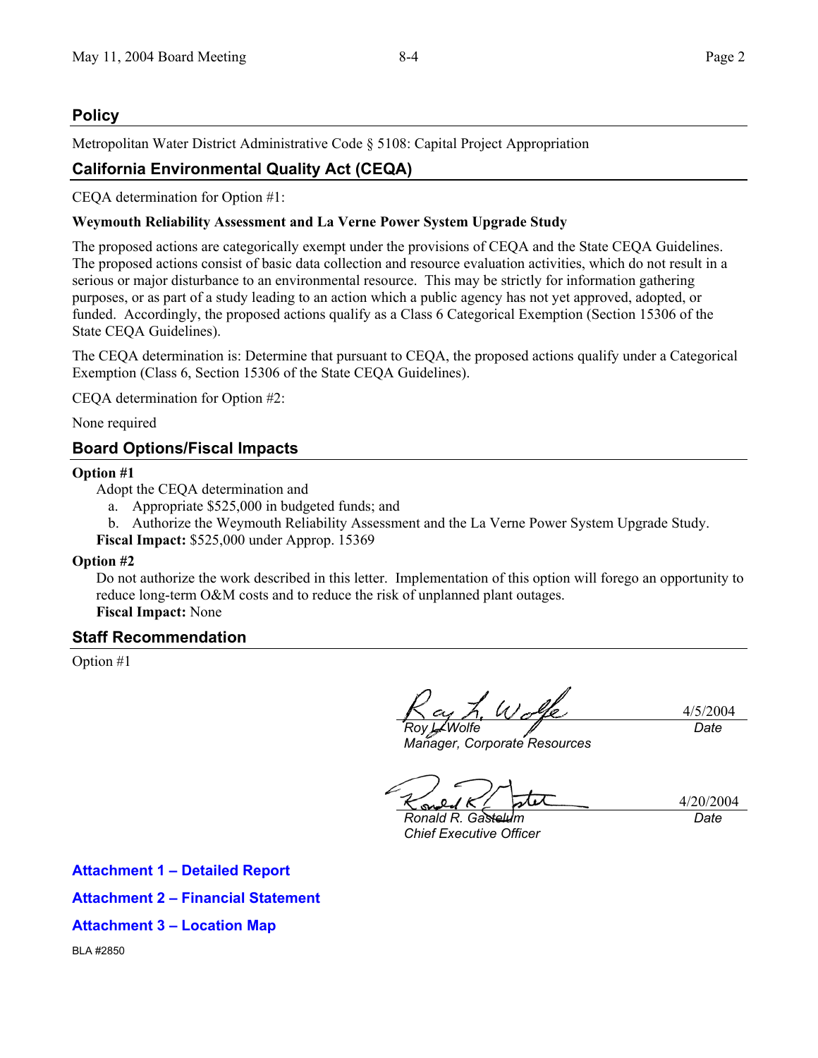## Policy

Metropolitan Water District Administrative Code § 5108: Capital Project Appropriation

## California Environmental Quality Act (CEQA)

CEQA determination for Option #1:

**Weymouth Reliability Assessment and La Verne Power System Upgrade Study**

The proposed actions are categorically exempt under the provisions of CEQA and the State CEQA Guidelines. The proposed actions consist of basic data collection and resource evaluation activities, which do not result in a serious or major disturbance to an environmental resource. This may be strictly for information gathering purposes, or as part of a study leading to an action which a public agency has not yet approved, adopted, or funded. Accordingly, the proposed actions qualify as a Class 6 Categorical Exemption (Section 15306 of the State CEQA Guidelines).

The CEQA determination is: Determine that pursuant to CEQA, the proposed actions qualify under a Categorical Exemption (Class 6, Section 15306 of the State CEQA Guidelines).

CEQA determination for Option #2:

None required

## Board Options/Fiscal Impacts

**Option #1**

Adopt the CEQA determination and

a. Appropriate $525,000 in budgeted funds; and
b. Authorize the Weymouth Reliability Assessment and the La Verne Power System Upgrade Study.

**Fiscal Impact:** $525,000 under Approp. 15369

**Option #2**

Do not authorize the work described in this letter. Implementation of this option will forego an opportunity to reduce long-term O&M costs and to reduce the risk of unplanned plant outages.

**Fiscal Impact:** None

## Staff Recommendation

Option #1

| | |
|---|---|
| *Roy L. Wolfe*<br>*Manager, Corporate Resources* | 4/5/2004<br>*Date* |
| *Ronald R. Gastelum*<br>*Chief Executive Officer* | 4/20/2004<br>*Date* |

**Attachment 1 – Detailed Report**

**Attachment 2 – Financial Statement**

**Attachment 3 – Location Map**

BLA #2850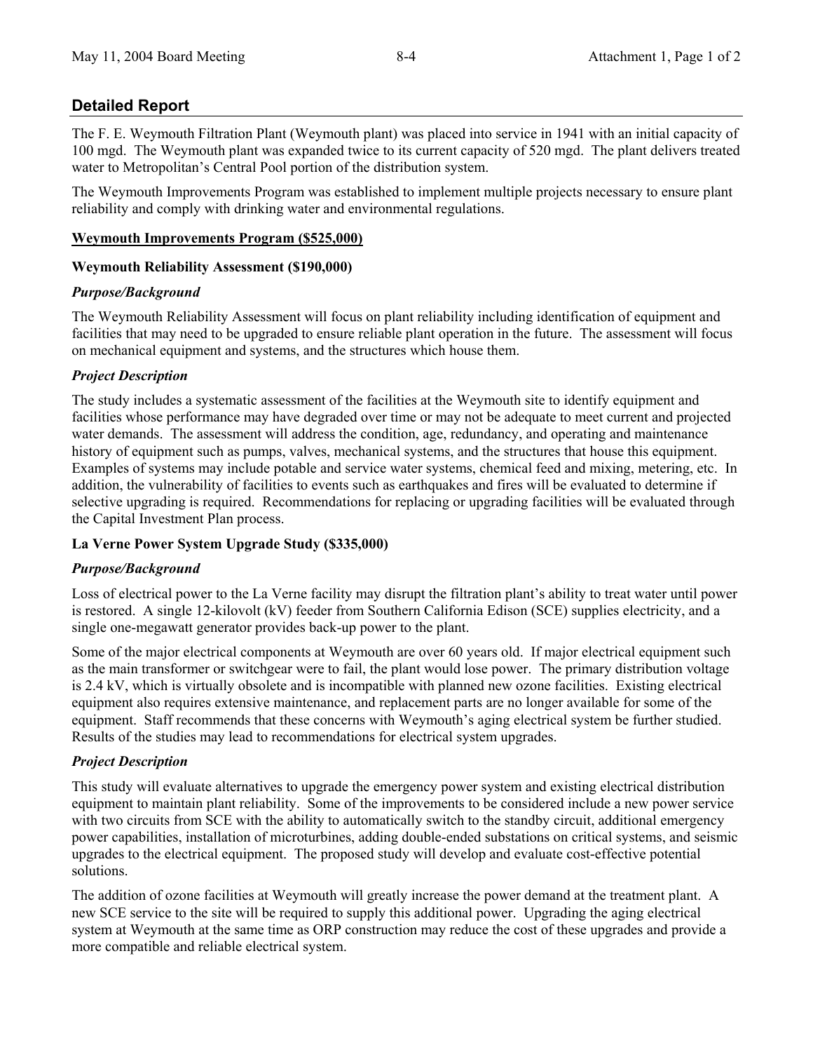## Detailed Report

The F. E. Weymouth Filtration Plant (Weymouth plant) was placed into service in 1941 with an initial capacity of 100 mgd. The Weymouth plant was expanded twice to its current capacity of 520 mgd. The plant delivers treated water to Metropolitan's Central Pool portion of the distribution system.

The Weymouth Improvements Program was established to implement multiple projects necessary to ensure plant reliability and comply with drinking water and environmental regulations.

**Weymouth Improvements Program ($525,000)**

**Weymouth Reliability Assessment ($190,000)**

***Purpose/Background***

The Weymouth Reliability Assessment will focus on plant reliability including identification of equipment and facilities that may need to be upgraded to ensure reliable plant operation in the future. The assessment will focus on mechanical equipment and systems, and the structures which house them.

***Project Description***

The study includes a systematic assessment of the facilities at the Weymouth site to identify equipment and facilities whose performance may have degraded over time or may not be adequate to meet current and projected water demands. The assessment will address the condition, age, redundancy, and operating and maintenance history of equipment such as pumps, valves, mechanical systems, and the structures that house this equipment. Examples of systems may include potable and service water systems, chemical feed and mixing, metering, etc. In addition, the vulnerability of facilities to events such as earthquakes and fires will be evaluated to determine if selective upgrading is required. Recommendations for replacing or upgrading facilities will be evaluated through the Capital Investment Plan process.

**La Verne Power System Upgrade Study ($335,000)**

***Purpose/Background***

Loss of electrical power to the La Verne facility may disrupt the filtration plant's ability to treat water until power is restored. A single 12-kilovolt (kV) feeder from Southern California Edison (SCE) supplies electricity, and a single one-megawatt generator provides back-up power to the plant.

Some of the major electrical components at Weymouth are over 60 years old. If major electrical equipment such as the main transformer or switchgear were to fail, the plant would lose power. The primary distribution voltage is 2.4 kV, which is virtually obsolete and is incompatible with planned new ozone facilities. Existing electrical equipment also requires extensive maintenance, and replacement parts are no longer available for some of the equipment. Staff recommends that these concerns with Weymouth's aging electrical system be further studied. Results of the studies may lead to recommendations for electrical system upgrades.

***Project Description***

This study will evaluate alternatives to upgrade the emergency power system and existing electrical distribution equipment to maintain plant reliability. Some of the improvements to be considered include a new power service with two circuits from SCE with the ability to automatically switch to the standby circuit, additional emergency power capabilities, installation of microturbines, adding double-ended substations on critical systems, and seismic upgrades to the electrical equipment. The proposed study will develop and evaluate cost-effective potential solutions.

The addition of ozone facilities at Weymouth will greatly increase the power demand at the treatment plant. A new SCE service to the site will be required to supply this additional power. Upgrading the aging electrical system at Weymouth at the same time as ORP construction may reduce the cost of these upgrades and provide a more compatible and reliable electrical system.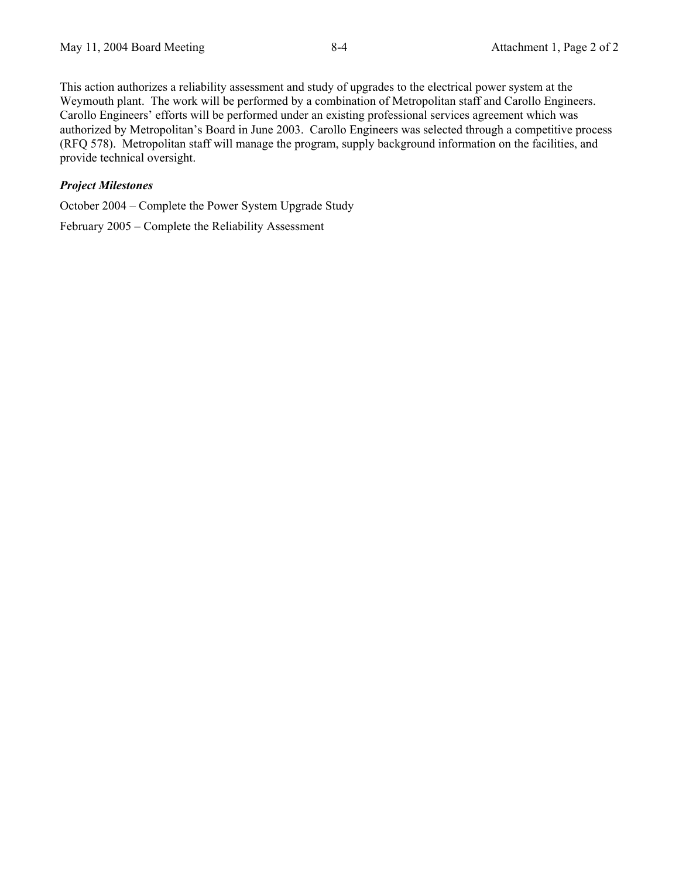This action authorizes a reliability assessment and study of upgrades to the electrical power system at the Weymouth plant. The work will be performed by a combination of Metropolitan staff and Carollo Engineers. Carollo Engineers' efforts will be performed under an existing professional services agreement which was authorized by Metropolitan's Board in June 2003. Carollo Engineers was selected through a competitive process (RFQ 578). Metropolitan staff will manage the program, supply background information on the facilities, and provide technical oversight.

***Project Milestones***

October 2004 – Complete the Power System Upgrade Study

February 2005 – Complete the Reliability Assessment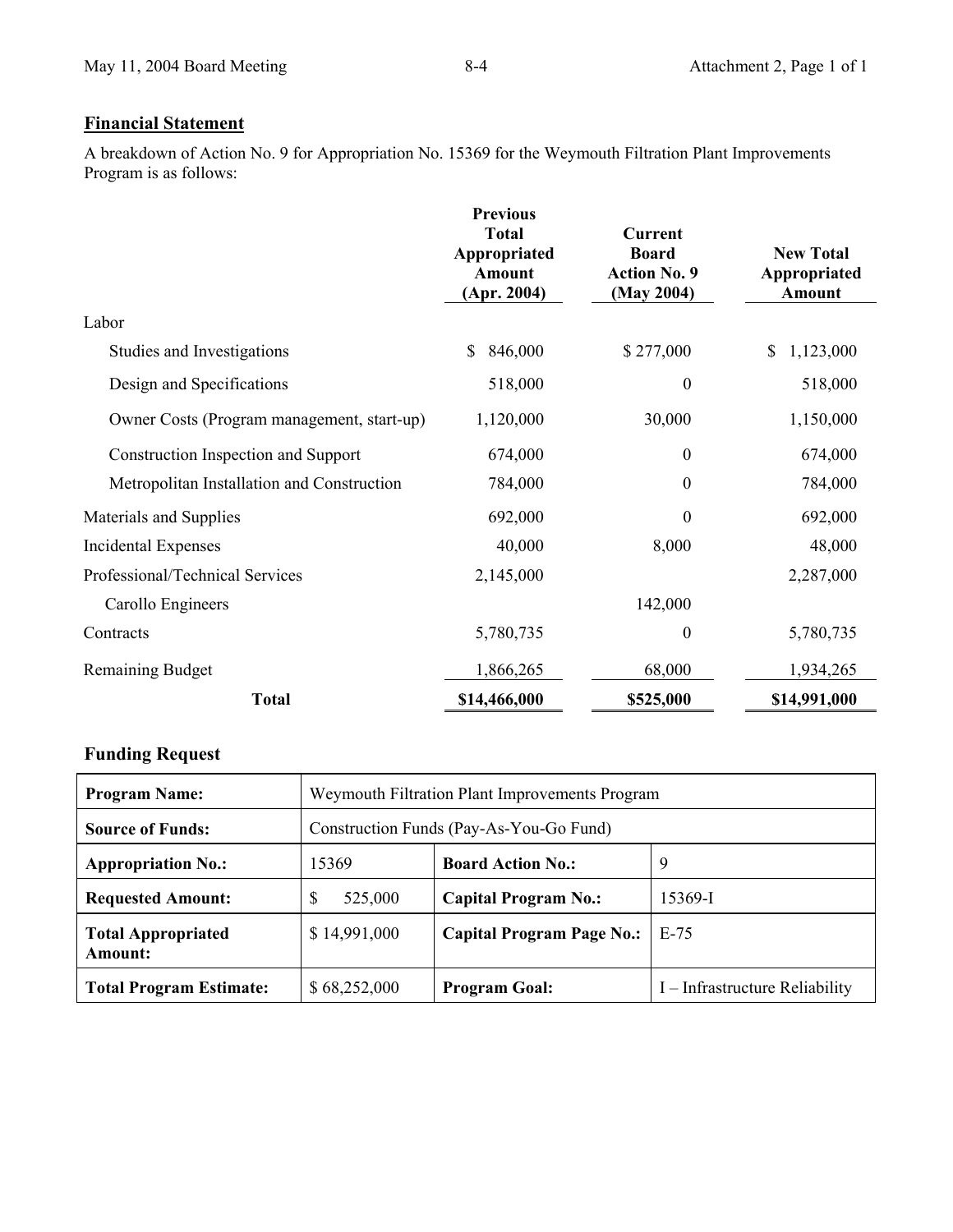## Financial Statement

A breakdown of Action No. 9 for Appropriation No. 15369 for the Weymouth Filtration Plant Improvements Program is as follows:

| | Previous Total Appropriated Amount (Apr. 2004) | Current Board Action No. 9 (May 2004) | New Total Appropriated Amount |
|---|---|---|---|
| Labor | | | |
| Studies and Investigations | $ 846,000 | $ 277,000 | $ 1,123,000 |
| Design and Specifications | 518,000 | 0 | 518,000 |
| Owner Costs (Program management, start-up) | 1,120,000 | 30,000 | 1,150,000 |
| Construction Inspection and Support | 674,000 | 0 | 674,000 |
| Metropolitan Installation and Construction | 784,000 | 0 | 784,000 |
| Materials and Supplies | 692,000 | 0 | 692,000 |
| Incidental Expenses | 40,000 | 8,000 | 48,000 |
| Professional/Technical Services | 2,145,000 | | 2,287,000 |
| Carollo Engineers | | 142,000 | |
| Contracts | 5,780,735 | 0 | 5,780,735 |
| Remaining Budget | 1,866,265 | 68,000 | 1,934,265 |
| **Total** | **$14,466,000** | **$525,000** | **$14,991,000** |

### Funding Request

| | | | |
|---|---|---|---|
| **Program Name:** | Weymouth Filtration Plant Improvements Program | | |
| **Source of Funds:** | Construction Funds (Pay-As-You-Go Fund) | | |
| **Appropriation No.:** | 15369 | **Board Action No.:** | 9 |
| **Requested Amount:** | $ 525,000 | **Capital Program No.:** | 15369-I |
| **Total Appropriated Amount:** | $ 14,991,000 | **Capital Program Page No.:** | E-75 |
| **Total Program Estimate:** | $ 68,252,000 | **Program Goal:** | I – Infrastructure Reliability |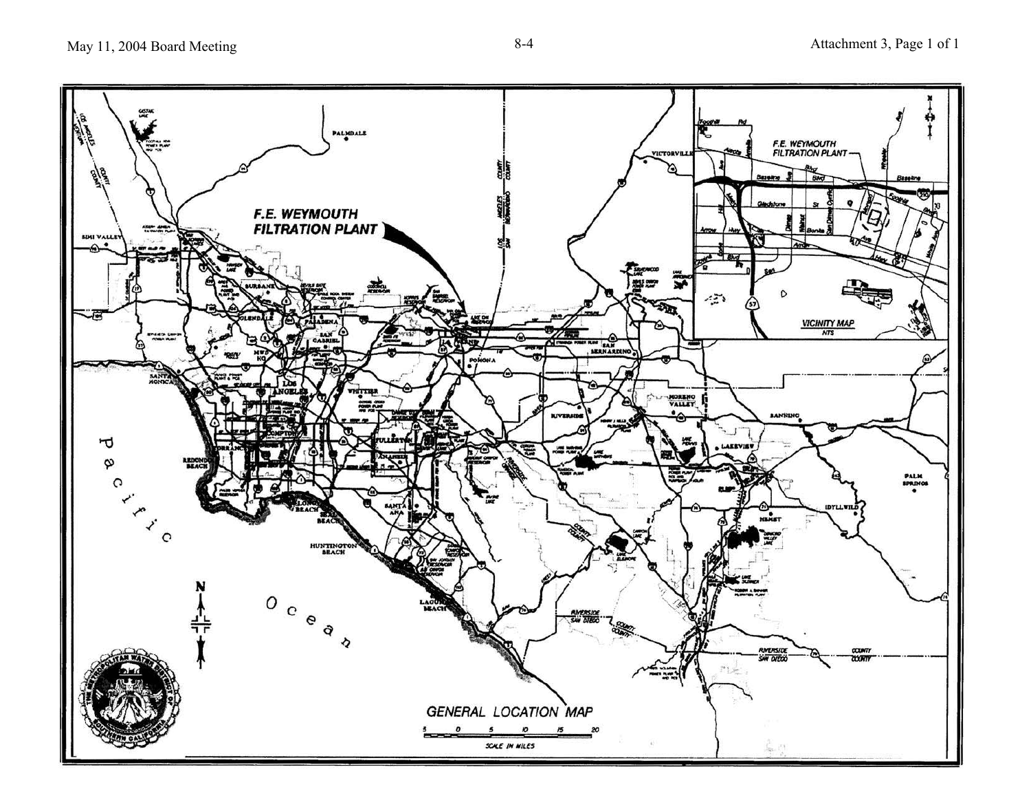F.E. WEYMOUTH FILTRATION PLANT

VICINITY MAP

NTS

GENERAL LOCATION MAP

5 0 5 10 15 20

SCALE IN MILES

Pacific Ocean